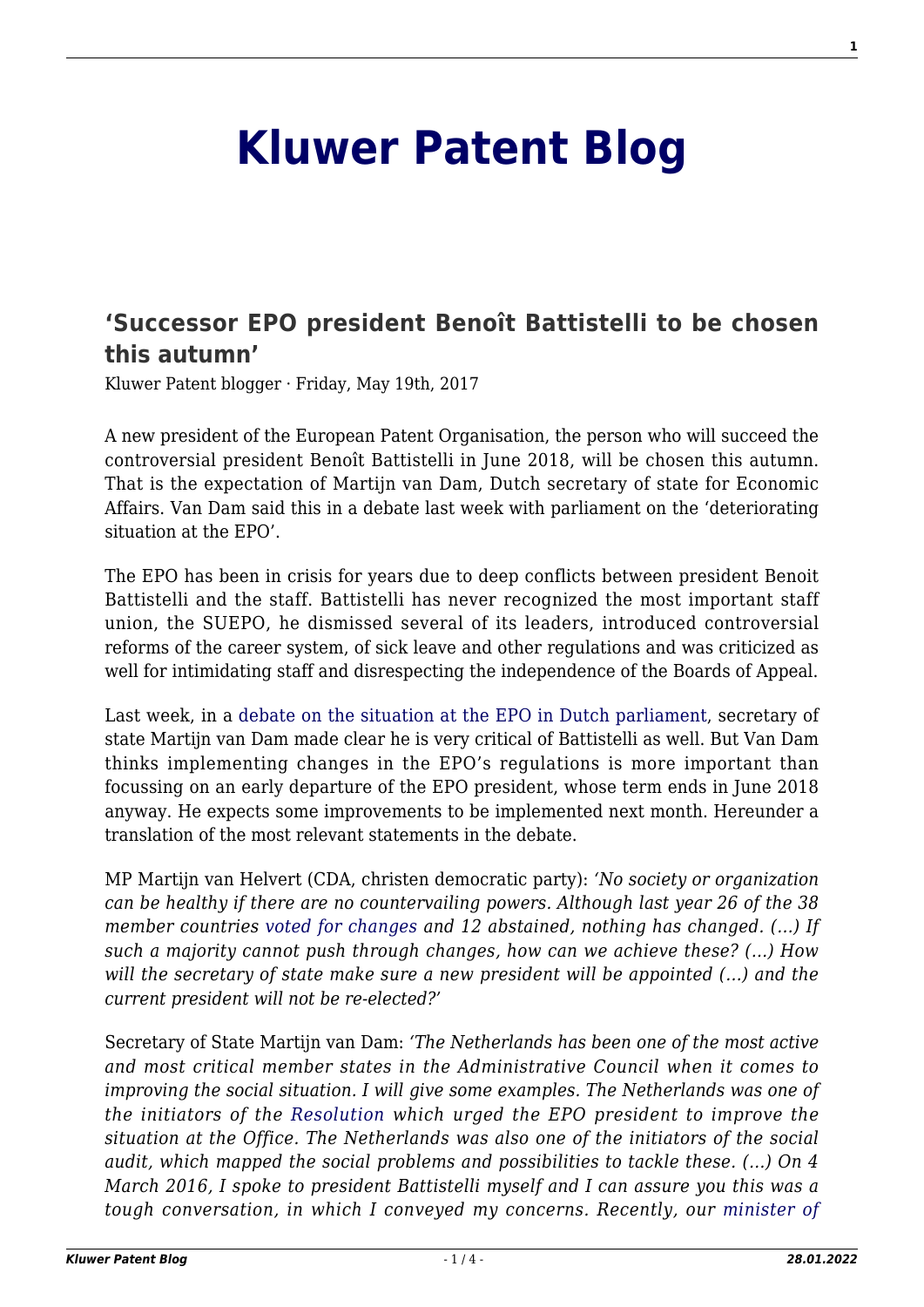# Kluwer Patent Blog

## 'Successor EPO president Benoît Battistelli to be chosen this autumn'

Kluwer Patent blogger · Friday, May 19th, 2017

A new president of the European Patent Organisation, the person who will succeed the controversial president Benoît Battistelli in June 2018, will be chosen this autumn. That is the expectation of Martijn van Dam, Dutch secretary of state for Economic Affairs. Van Dam said this in a debate last week with parliament on the 'deteriorating situation at the EPO'.

The EPO has been in crisis for years due to deep conflicts between president Benoit Battistelli and the staff. Battistelli has never recognized the most important staff union, the SUEPO, he dismissed several of its leaders, introduced controversial reforms of the career system, of sick leave and other regulations and was criticized as well for intimidating staff and disrespecting the independence of the Boards of Appeal.

Last week, in a debate on the situation at the EPO in Dutch parliament, secretary of state Martijn van Dam made clear he is very critical of Battistelli as well. But Van Dam thinks implementing changes in the EPO's regulations is more important than focussing on an early departure of the EPO president, whose term ends in June 2018 anyway. He expects some improvements to be implemented next month. Hereunder a translation of the most relevant statements in the debate.

MP Martijn van Helvert (CDA, christen democratic party): *'No society or organization can be healthy if there are no countervailing powers. Although last year 26 of the 38 member countries voted for changes and 12 abstained, nothing has changed. (…) If such a majority cannot push through changes, how can we achieve these? (…) How will the secretary of state make sure a new president will be appointed (…) and the current president will not be re-elected?'*

Secretary of State Martijn van Dam: *'The Netherlands has been one of the most active and most critical member states in the Administrative Council when it comes to improving the social situation. I will give some examples. The Netherlands was one of the initiators of the Resolution which urged the EPO president to improve the situation at the Office. The Netherlands was also one of the initiators of the social audit, which mapped the social problems and possibilities to tackle these. (…) On 4 March 2016, I spoke to president Battistelli myself and I can assure you this was a tough conversation, in which I conveyed my concerns. Recently, our minister of*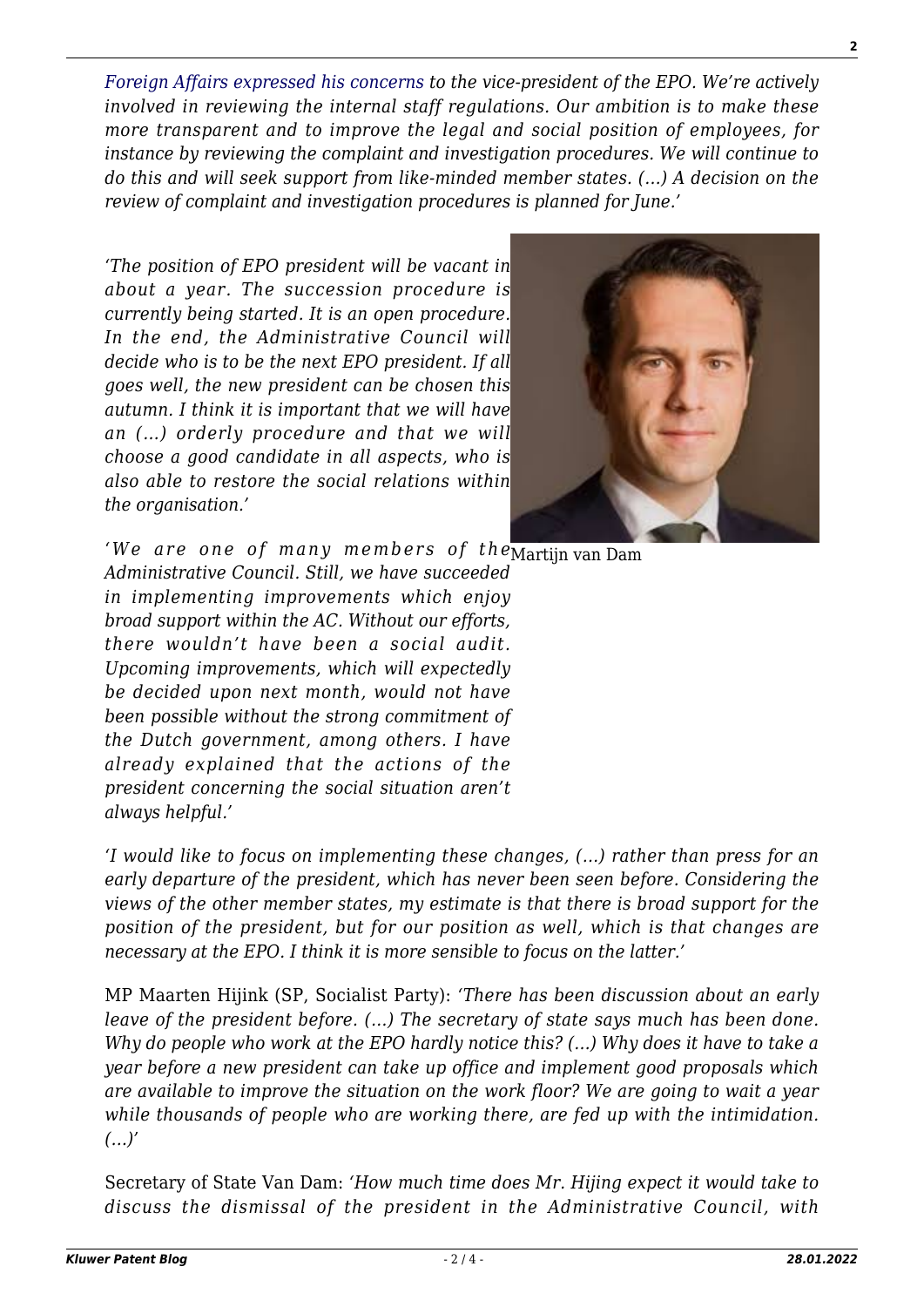*Foreign Affairs expressed his concerns to the vice-president of the EPO. We're actively involved in reviewing the internal staff regulations. Our ambition is to make these more transparent and to improve the legal and social position of employees, for instance by reviewing the complaint and investigation procedures. We will continue to do this and will seek support from like-minded member states. (…) A decision on the review of complaint and investigation procedures is planned for June.'*

*'The position of EPO president will be vacant in about a year. The succession procedure is currently being started. It is an open procedure. In the end, the Administrative Council will decide who is to be the next EPO president. If all goes well, the new president can be chosen this autumn. I think it is important that we will have an (…) orderly procedure and that we will choose a good candidate in all aspects, who is also able to restore the social relations within the organisation.'*

Martijn van Dam

*'We are one of many members of the Administrative Council. Still, we have succeeded in implementing improvements which enjoy broad support within the AC. Without our efforts, there wouldn't have been a social audit. Upcoming improvements, which will expectedly be decided upon next month, would not have been possible without the strong commitment of the Dutch government, among others. I have already explained that the actions of the president concerning the social situation aren't always helpful.'*

*'I would like to focus on implementing these changes, (…) rather than press for an early departure of the president, which has never been seen before. Considering the views of the other member states, my estimate is that there is broad support for the position of the president, but for our position as well, which is that changes are necessary at the EPO. I think it is more sensible to focus on the latter.'*

MP Maarten Hijink (SP, Socialist Party): *'There has been discussion about an early leave of the president before. (…) The secretary of state says much has been done. Why do people who work at the EPO hardly notice this? (…) Why does it have to take a year before a new president can take up office and implement good proposals which are available to improve the situation on the work floor? We are going to wait a year while thousands of people who are working there, are fed up with the intimidation. (…)'*

Secretary of State Van Dam: *'How much time does Mr. Hijing expect it would take to discuss the dismissal of the president in the Administrative Council, with*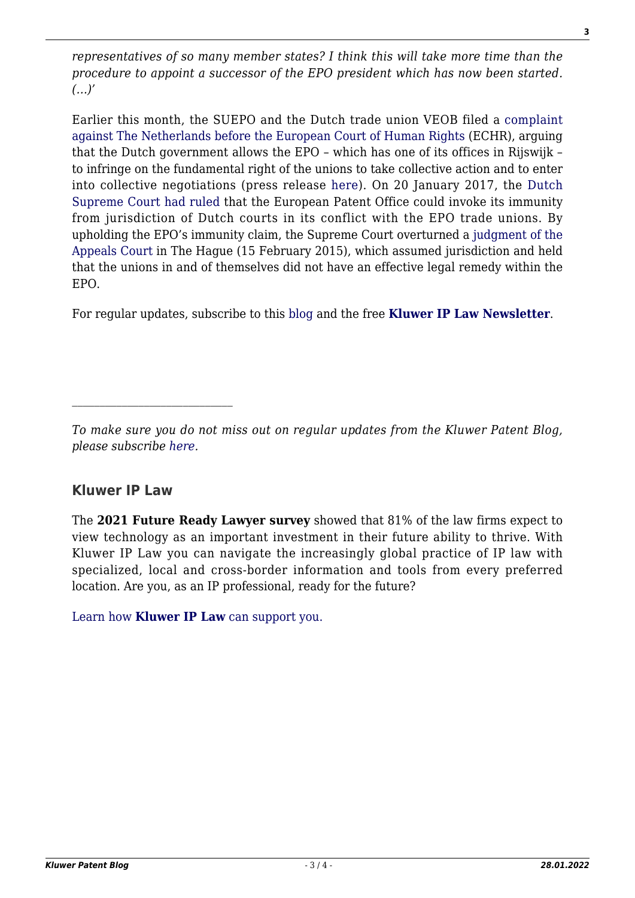*representatives of so many member states? I think this will take more time than the procedure to appoint a successor of the EPO president which has now been started. (…)'*

Earlier this month, the SUEPO and the Dutch trade union VEOB filed a complaint against The Netherlands before the European Court of Human Rights (ECHR), arguing that the Dutch government allows the EPO – which has one of its offices in Rijswijk – to infringe on the fundamental right of the unions to take collective action and to enter into collective negotiations (press release here). On 20 January 2017, the Dutch Supreme Court had ruled that the European Patent Office could invoke its immunity from jurisdiction of Dutch courts in its conflict with the EPO trade unions. By upholding the EPO's immunity claim, the Supreme Court overturned a judgment of the Appeals Court in The Hague (15 February 2015), which assumed jurisdiction and held that the unions in and of themselves did not have an effective legal remedy within the EPO.

For regular updates, subscribe to this blog and the free **Kluwer IP Law Newsletter**.

---

*To make sure you do not miss out on regular updates from the Kluwer Patent Blog, please subscribe here.*

### Kluwer IP Law

The **2021 Future Ready Lawyer survey** showed that 81% of the law firms expect to view technology as an important investment in their future ability to thrive. With Kluwer IP Law you can navigate the increasingly global practice of IP law with specialized, local and cross-border information and tools from every preferred location. Are you, as an IP professional, ready for the future?

Learn how **Kluwer IP Law** can support you.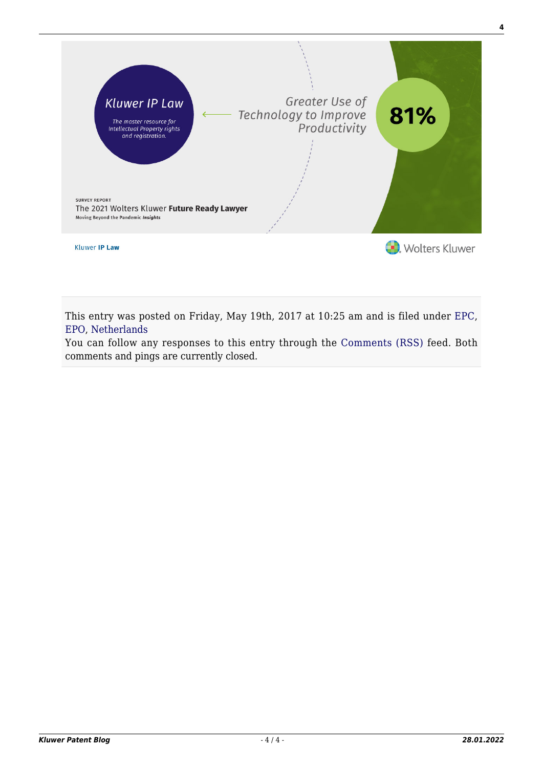Kluwer IP Law

The master resource for Intellectual Property rights and registration.

Greater Use of Technology to Improve Productivity

81%

SURVEY REPORT

The 2021 Wolters Kluwer **Future Ready Lawyer**

Moving Beyond the Pandemic *Insights*

Kluwer **IP Law**

Wolters Kluwer

This entry was posted on Friday, May 19th, 2017 at 10:25 am and is filed under EPC, EPO, Netherlands
You can follow any responses to this entry through the Comments (RSS) feed. Both comments and pings are currently closed.